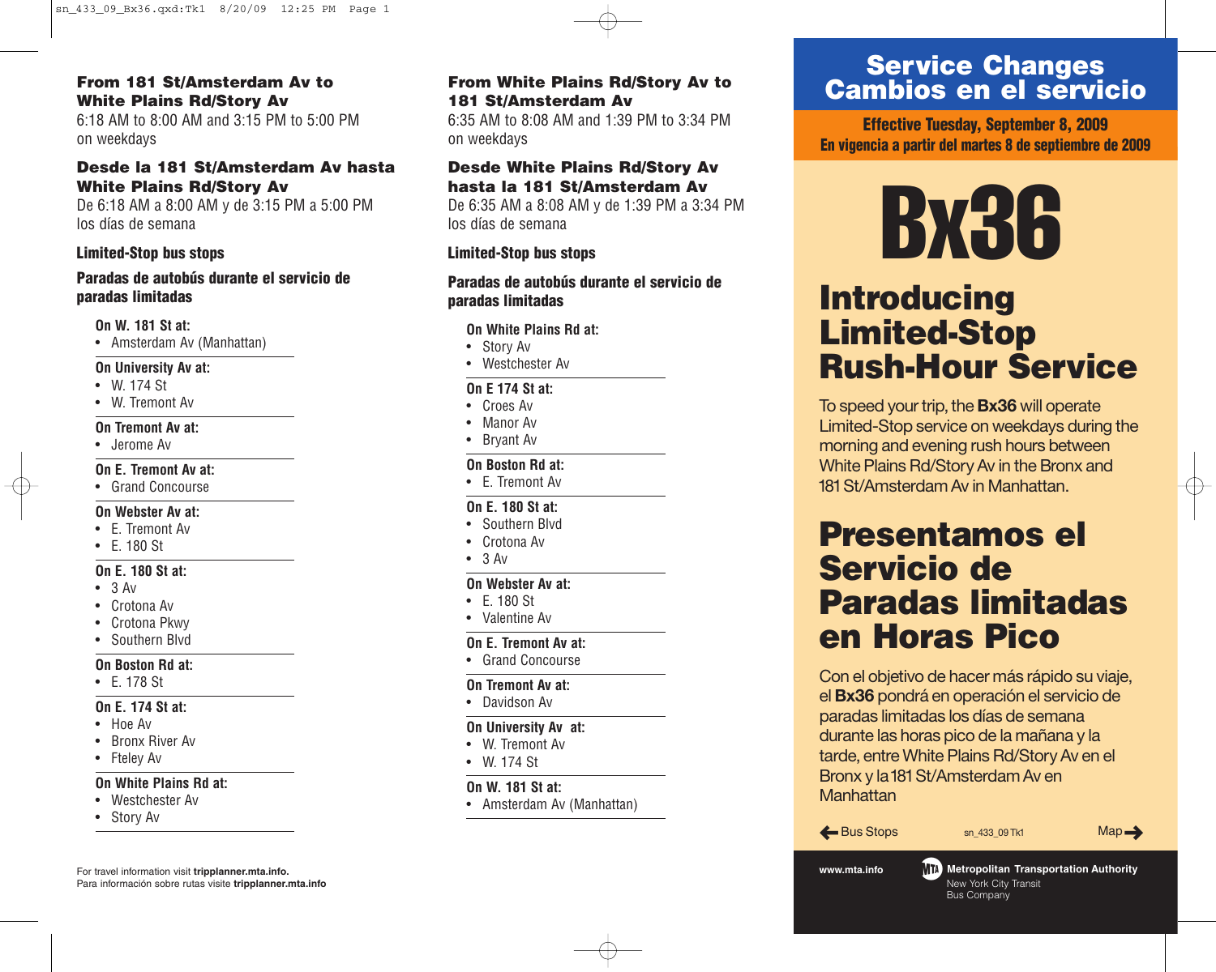## From 181 St/Amsterdam Av to White Plains Rd/Story Av

6:18 AM to 8:00 AM and 3:15 PM to 5:00 PM on weekdays

## Desde la 181 St/Amsterdam Av hasta White Plains Rd/Story Av

De 6:18 AM a 8:00 AM y de 3:15 PM a 5:00 PM los días de semana

**Limited-Stop bus stops**

**Paradas de autobús durante el servicio de paradas limitadas**

**On W. 181 St at:**
- Amsterdam Av (Manhattan)

**On University Av at:**
- W. 174 St
- W. Tremont Av

**On Tremont Av at:**
- Jerome Av

**On E. Tremont Av at:**
- Grand Concourse

**On Webster Av at:**
- E. Tremont Av
- E. 180 St

**On E. 180 St at:**
- 3 Av
- Crotona Av
- Crotona Pkwy
- Southern Blvd

**On Boston Rd at:**
- E. 178 St

**On E. 174 St at:**
- Hoe Av
- Bronx River Av
- Fteley Av

**On White Plains Rd at:**
- Westchester Av
- Story Av

For travel information visit **tripplanner.mta.info.**
Para información sobre rutas visite **tripplanner.mta.info**

## From White Plains Rd/Story Av to 181 St/Amsterdam Av

6:35 AM to 8:08 AM and 1:39 PM to 3:34 PM on weekdays

## Desde White Plains Rd/Story Av hasta la 181 St/Amsterdam Av

De 6:35 AM a 8:08 AM y de 1:39 PM a 3:34 PM los días de semana

**Limited-Stop bus stops**

**Paradas de autobús durante el servicio de paradas limitadas**

**On White Plains Rd at:**
- Story Av
- Westchester Av

**On E 174 St at:**
- Croes Av
- Manor Av
- Bryant Av

**On Boston Rd at:**
- E. Tremont Av

**On E. 180 St at:**
- Southern Blvd
- Crotona Av
- 3 Av

**On Webster Av at:**
- E. 180 St
- Valentine Av

**On E. Tremont Av at:**
- Grand Concourse

**On Tremont Av at:**
- Davidson Av

**On University Av at:**
- W. Tremont Av
- W. 174 St

**On W. 181 St at:**
- Amsterdam Av (Manhattan)

# Service Changes
# Cambios en el servicio

**Effective Tuesday, September 8, 2009**
**En vigencia a partir del martes 8 de septiembre de 2009**

# Bx36

# Introducing Limited-Stop Rush-Hour Service

To speed your trip, the **Bx36** will operate Limited-Stop service on weekdays during the morning and evening rush hours between White Plains Rd/Story Av in the Bronx and 181 St/Amsterdam Av in Manhattan.

# Presentamos el Servicio de Paradas limitadas en Horas Pico

Con el objetivo de hacer más rápido su viaje, el **Bx36** pondrá en operación el servicio de paradas limitadas los días de semana durante las horas pico de la mañana y la tarde, entre White Plains Rd/Story Av en el Bronx y la 181 St/Amsterdam Av en Manhattan

← Bus Stops    sn_433_09 Tk1    Map →

**www.mta.info**

**Metropolitan Transportation Authority**
New York City Transit
Bus Company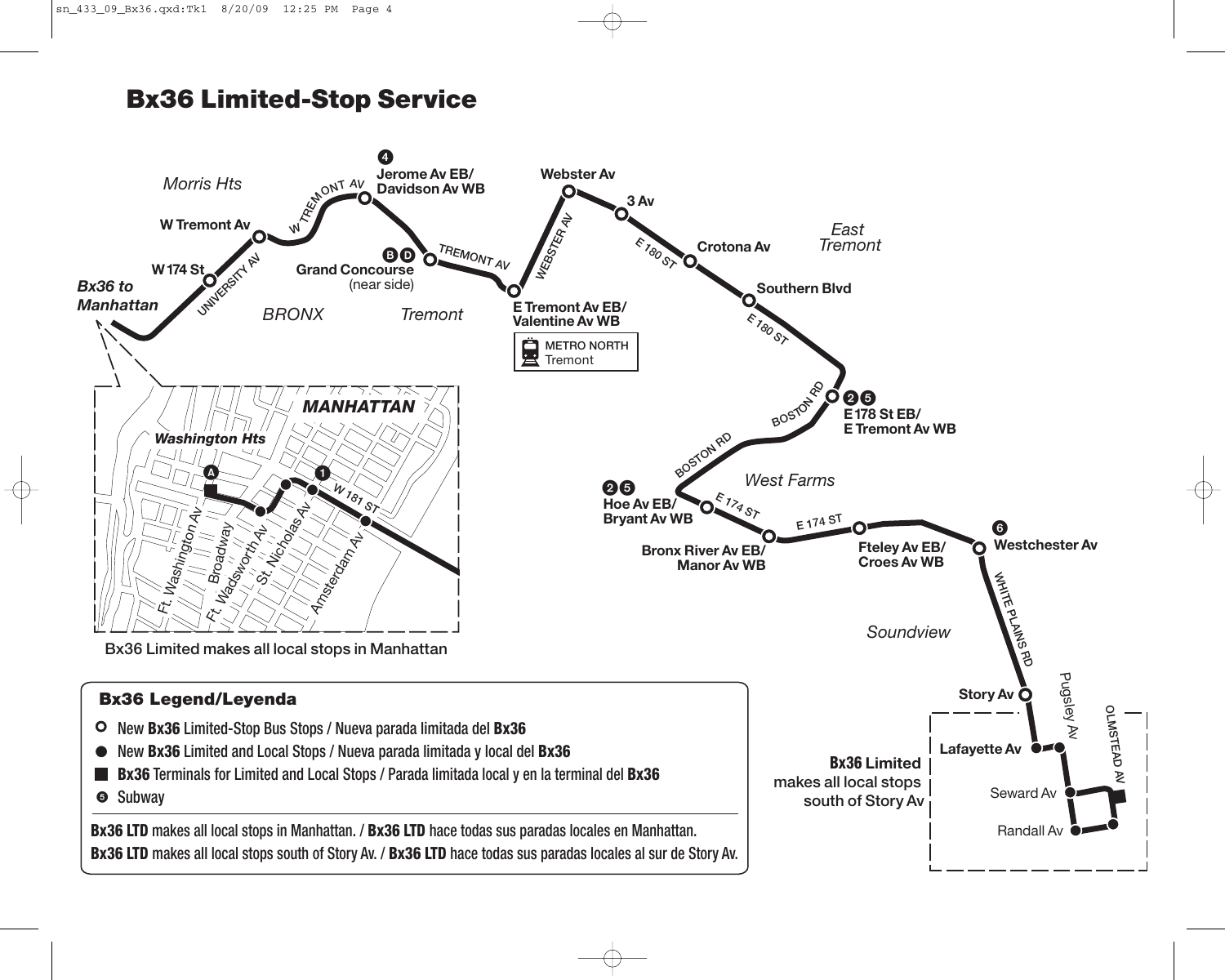# Bx36 Limited-Stop Service

Morris Hts

W Tremont Av

W 174 St

*Bx36 to Manhattan*

UNIVERSITY AV

W TREMONT AV

4 Jerome Av EB/ Davidson Av WB

B D Grand Concourse (near side)

TREMONT AV

BRONX

Tremont

Webster Av

WEBSTER AV

3 Av

E Tremont Av EB/ Valentine Av WB

METRO NORTH Tremont

E 180 ST

Crotona Av

East Tremont

Southern Blvd

E 180 ST

BOSTON RD

2 5 E 178 St EB/ E Tremont Av WB

BOSTON RD

West Farms

2 5 Hoe Av EB/ Bryant Av WB

E 174 ST

Bronx River Av EB/ Manor Av WB

E 174 ST

Fteley Av EB/ Croes Av WB

6 Westchester Av

WHITE PLAINS RD

Soundview

Story Av

Pugsley Av

OLMSTEAD AV

Lafayette Av

Seward Av

Randall Av

**Bx36 Limited** makes all local stops south of Story Av

MANHATTAN

Washington Hts

A

1

W 181 ST

Ft. Washington Av

Broadway

Ft. Wadsworth Av

St. Nicholas Av

Amsterdam Av

Bx36 Limited makes all local stops in Manhattan

## Bx36 Legend/Leyenda

- New **Bx36** Limited-Stop Bus Stops / Nueva parada limitada del **Bx36**
- New **Bx36** Limited and Local Stops / Nueva parada limitada y local del **Bx36**
- **Bx36** Terminals for Limited and Local Stops / Parada limitada local y en la terminal del **Bx36**
- Subway

**Bx36 LTD** makes all local stops in Manhattan. / **Bx36 LTD** hace todas sus paradas locales en Manhattan.

**Bx36 LTD** makes all local stops south of Story Av. / **Bx36 LTD** hace todas sus paradas locales al sur de Story Av.